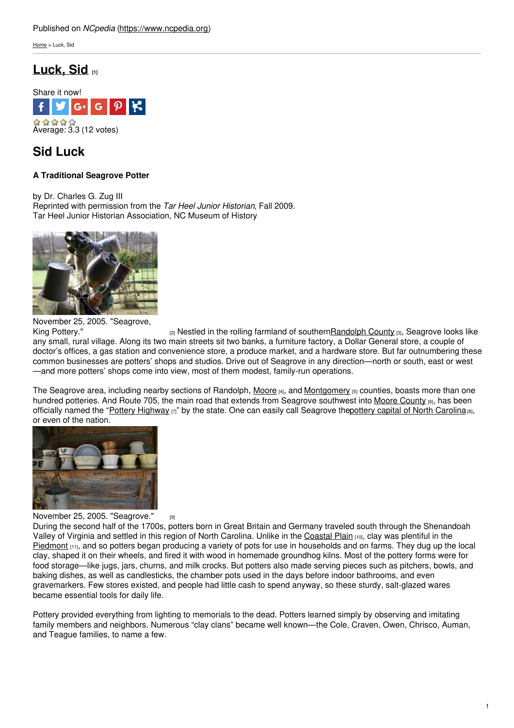Published on *NCpedia* (https://www.ncpedia.org)

Home > Luck, Sid

# Luck, Sid [1]

Share it now!

Average: 3.3 (12 votes)

## Sid Luck

### A Traditional Seagrove Potter

by Dr. Charles G. Zug III
Reprinted with permission from the *Tar Heel Junior Historian*, Fall 2009.
Tar Heel Junior Historian Association, NC Museum of History

November 25, 2005. "Seagrove, King Pottery." [2]

Nestled in the rolling farmland of southern Randolph County [3], Seagrove looks like any small, rural village. Along its two main streets sit two banks, a furniture factory, a Dollar General store, a couple of doctor's offices, a gas station and convenience store, a produce market, and a hardware store. But far outnumbering these common businesses are potters' shops and studios. Drive out of Seagrove in any direction—north or south, east or west—and more potters' shops come into view, most of them modest, family-run operations.

The Seagrove area, including nearby sections of Randolph, Moore [4], and Montgomery [5] counties, boasts more than one hundred potteries. And Route 705, the main road that extends from Seagrove southwest into Moore County [6], has been officially named the "Pottery Highway [7]" by the state. One can easily call Seagrove the pottery capital of North Carolina [8], or even of the nation.

November 25, 2005. "Seagrove." [9]

During the second half of the 1700s, potters born in Great Britain and Germany traveled south through the Shenandoah Valley of Virginia and settled in this region of North Carolina. Unlike in the Coastal Plain [10], clay was plentiful in the Piedmont [11], and so potters began producing a variety of pots for use in households and on farms. They dug up the local clay, shaped it on their wheels, and fired it with wood in homemade groundhog kilns. Most of the pottery forms were for food storage—like jugs, jars, churns, and milk crocks. But potters also made serving pieces such as pitchers, bowls, and baking dishes, as well as candlesticks, the chamber pots used in the days before indoor bathrooms, and even gravemarkers. Few stores existed, and people had little cash to spend anyway, so these sturdy, salt-glazed wares became essential tools for daily life.

Pottery provided everything from lighting to memorials to the dead. Potters learned simply by observing and imitating family members and neighbors. Numerous "clay clans" became well known—the Cole, Craven, Owen, Chrisco, Auman, and Teague families, to name a few.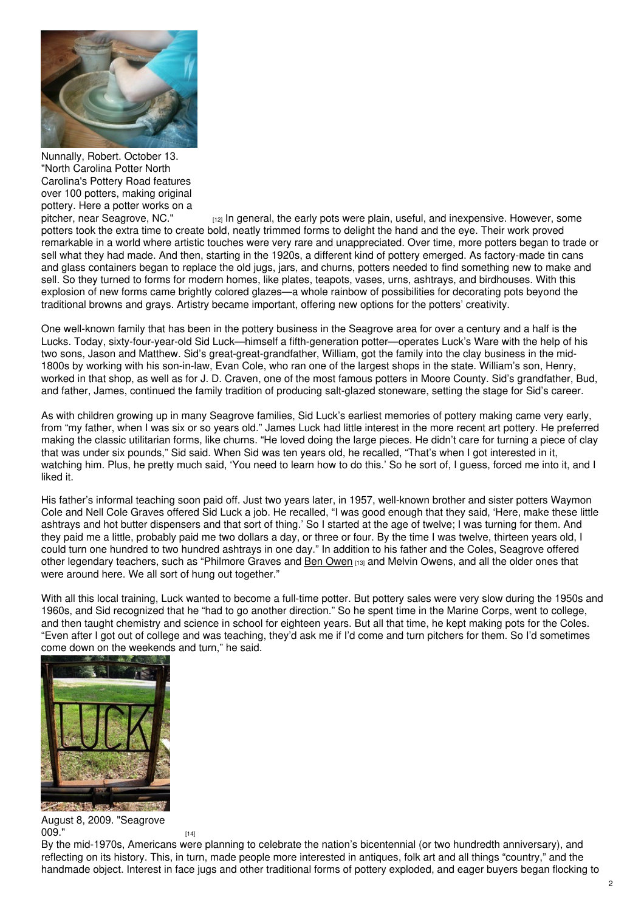Nunnally, Robert. October 13. "North Carolina Potter North Carolina's Pottery Road features over 100 potters, making original pottery. Here a potter works on a pitcher, near Seagrove, NC." [12]

In general, the early pots were plain, useful, and inexpensive. However, some potters took the extra time to create bold, neatly trimmed forms to delight the hand and the eye. Their work proved remarkable in a world where artistic touches were very rare and unappreciated. Over time, more potters began to trade or sell what they had made. And then, starting in the 1920s, a different kind of pottery emerged. As factory-made tin cans and glass containers began to replace the old jugs, jars, and churns, potters needed to find something new to make and sell. So they turned to forms for modern homes, like plates, teapots, vases, urns, ashtrays, and birdhouses. With this explosion of new forms came brightly colored glazes—a whole rainbow of possibilities for decorating pots beyond the traditional browns and grays. Artistry became important, offering new options for the potters' creativity.

One well-known family that has been in the pottery business in the Seagrove area for over a century and a half is the Lucks. Today, sixty-four-year-old Sid Luck—himself a fifth-generation potter—operates Luck's Ware with the help of his two sons, Jason and Matthew. Sid's great-great-grandfather, William, got the family into the clay business in the mid-1800s by working with his son-in-law, Evan Cole, who ran one of the largest shops in the state. William's son, Henry, worked in that shop, as well as for J. D. Craven, one of the most famous potters in Moore County. Sid's grandfather, Bud, and father, James, continued the family tradition of producing salt-glazed stoneware, setting the stage for Sid's career.

As with children growing up in many Seagrove families, Sid Luck's earliest memories of pottery making came very early, from "my father, when I was six or so years old." James Luck had little interest in the more recent art pottery. He preferred making the classic utilitarian forms, like churns. "He loved doing the large pieces. He didn't care for turning a piece of clay that was under six pounds," Sid said. When Sid was ten years old, he recalled, "That's when I got interested in it, watching him. Plus, he pretty much said, 'You need to learn how to do this.' So he sort of, I guess, forced me into it, and I liked it.

His father's informal teaching soon paid off. Just two years later, in 1957, well-known brother and sister potters Waymon Cole and Nell Cole Graves offered Sid Luck a job. He recalled, "I was good enough that they said, 'Here, make these little ashtrays and hot butter dispensers and that sort of thing.' So I started at the age of twelve; I was turning for them. And they paid me a little, probably paid me two dollars a day, or three or four. By the time I was twelve, thirteen years old, I could turn one hundred to two hundred ashtrays in one day." In addition to his father and the Coles, Seagrove offered other legendary teachers, such as "Philmore Graves and Ben Owen [13] and Melvin Owens, and all the older ones that were around here. We all sort of hung out together."

With all this local training, Luck wanted to become a full-time potter. But pottery sales were very slow during the 1950s and 1960s, and Sid recognized that he "had to go another direction." So he spent time in the Marine Corps, went to college, and then taught chemistry and science in school for eighteen years. But all that time, he kept making pots for the Coles. "Even after I got out of college and was teaching, they'd ask me if I'd come and turn pitchers for them. So I'd sometimes come down on the weekends and turn," he said.

August 8, 2009. "Seagrove 009." [14]

By the mid-1970s, Americans were planning to celebrate the nation's bicentennial (or two hundredth anniversary), and reflecting on its history. This, in turn, made people more interested in antiques, folk art and all things "country," and the handmade object. Interest in face jugs and other traditional forms of pottery exploded, and eager buyers began flocking to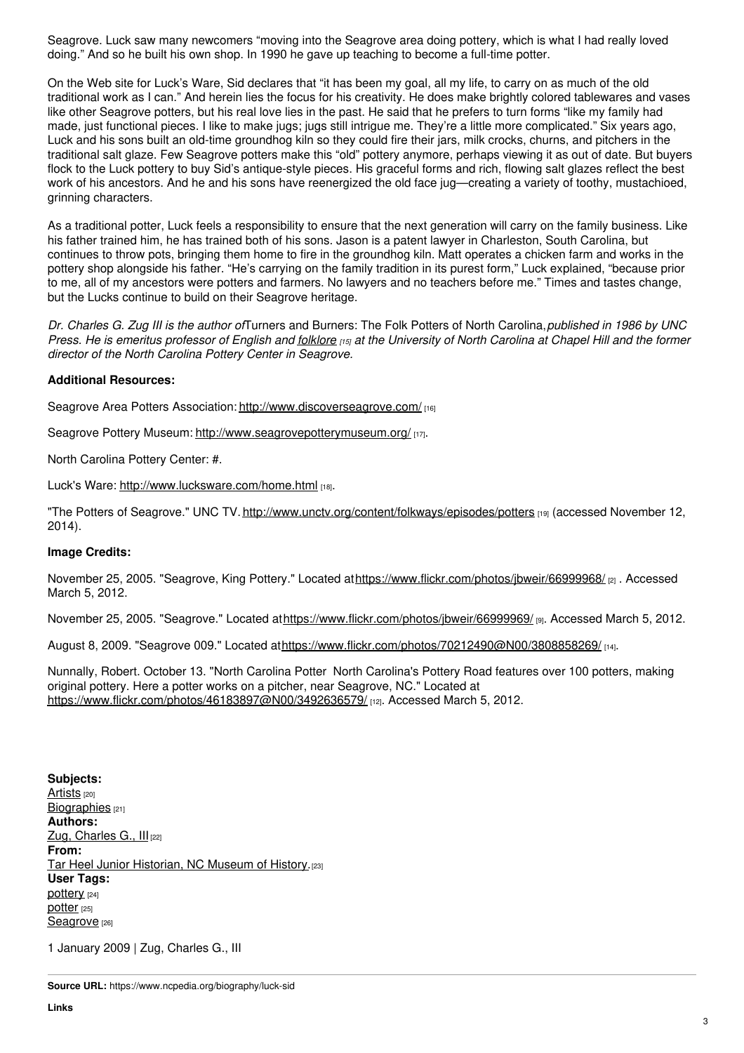Seagrove. Luck saw many newcomers "moving into the Seagrove area doing pottery, which is what I had really loved doing." And so he built his own shop. In 1990 he gave up teaching to become a full-time potter.

On the Web site for Luck's Ware, Sid declares that "it has been my goal, all my life, to carry on as much of the old traditional work as I can." And herein lies the focus for his creativity. He does make brightly colored tablewares and vases like other Seagrove potters, but his real love lies in the past. He said that he prefers to turn forms "like my family had made, just functional pieces. I like to make jugs; jugs still intrigue me. They're a little more complicated." Six years ago, Luck and his sons built an old-time groundhog kiln so they could fire their jars, milk crocks, churns, and pitchers in the traditional salt glaze. Few Seagrove potters make this "old" pottery anymore, perhaps viewing it as out of date. But buyers flock to the Luck pottery to buy Sid's antique-style pieces. His graceful forms and rich, flowing salt glazes reflect the best work of his ancestors. And he and his sons have reenergized the old face jug—creating a variety of toothy, mustachioed, grinning characters.

As a traditional potter, Luck feels a responsibility to ensure that the next generation will carry on the family business. Like his father trained him, he has trained both of his sons. Jason is a patent lawyer in Charleston, South Carolina, but continues to throw pots, bringing them home to fire in the groundhog kiln. Matt operates a chicken farm and works in the pottery shop alongside his father. "He's carrying on the family tradition in its purest form," Luck explained, "because prior to me, all of my ancestors were potters and farmers. No lawyers and no teachers before me." Times and tastes change, but the Lucks continue to build on their Seagrove heritage.

*Dr. Charles G. Zug III is the author of* Turners and Burners: The Folk Potters of North Carolina, *published in 1986 by UNC Press. He is emeritus professor of English and folklore [15] at the University of North Carolina at Chapel Hill and the former director of the North Carolina Pottery Center in Seagrove.*

**Additional Resources:**

Seagrove Area Potters Association: http://www.discoverseagrove.com/ [16]

Seagrove Pottery Museum: http://www.seagrovepotterymuseum.org/ [17].

North Carolina Pottery Center: #.

Luck's Ware: http://www.lucksware.com/home.html [18].

"The Potters of Seagrove." UNC TV. http://www.unctv.org/content/folkways/episodes/potters [19] (accessed November 12, 2014).

**Image Credits:**

November 25, 2005. "Seagrove, King Pottery." Located at https://www.flickr.com/photos/jbweir/66999968/ [2] . Accessed March 5, 2012.

November 25, 2005. "Seagrove." Located at https://www.flickr.com/photos/jbweir/66999969/ [9]. Accessed March 5, 2012.

August 8, 2009. "Seagrove 009." Located at https://www.flickr.com/photos/70212490@N00/3808858269/ [14].

Nunnally, Robert. October 13. "North Carolina Potter North Carolina's Pottery Road features over 100 potters, making original pottery. Here a potter works on a pitcher, near Seagrove, NC." Located at https://www.flickr.com/photos/46183897@N00/3492636579/ [12]. Accessed March 5, 2012.

**Subjects:**
Artists [20]
Biographies [21]
**Authors:**
Zug, Charles G., III [22]
**From:**
Tar Heel Junior Historian, NC Museum of History. [23]
**User Tags:**
pottery [24]
potter [25]
Seagrove [26]

1 January 2009 | Zug, Charles G., III

**Source URL:** https://www.ncpedia.org/biography/luck-sid

**Links**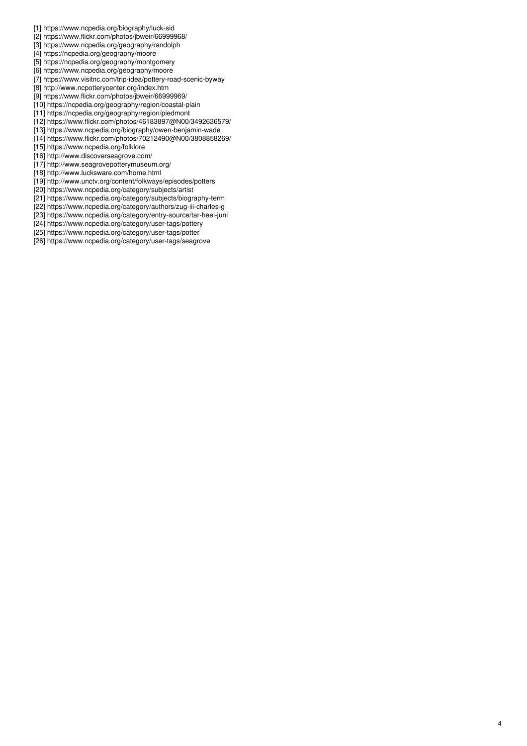[1] https://www.ncpedia.org/biography/luck-sid
[2] https://www.flickr.com/photos/jbweir/66999968/
[3] https://www.ncpedia.org/geography/randolph
[4] https://ncpedia.org/geography/moore
[5] https://ncpedia.org/geography/montgomery
[6] https://www.ncpedia.org/geography/moore
[7] https://www.visitnc.com/trip-idea/pottery-road-scenic-byway
[8] http://www.ncpotterycenter.org/index.htm
[9] https://www.flickr.com/photos/jbweir/66999969/
[10] https://ncpedia.org/geography/region/coastal-plain
[11] https://ncpedia.org/geography/region/piedmont
[12] https://www.flickr.com/photos/46183897@N00/3492636579/
[13] https://www.ncpedia.org/biography/owen-benjamin-wade
[14] https://www.flickr.com/photos/70212490@N00/3808858269/
[15] https://www.ncpedia.org/folklore
[16] http://www.discoverseagrove.com/
[17] http://www.seagrovepotterymuseum.org/
[18] http://www.lucksware.com/home.html
[19] http://www.unctv.org/content/folkways/episodes/potters
[20] https://www.ncpedia.org/category/subjects/artist
[21] https://www.ncpedia.org/category/subjects/biography-term
[22] https://www.ncpedia.org/category/authors/zug-iii-charles-g
[23] https://www.ncpedia.org/category/entry-source/tar-heel-juni
[24] https://www.ncpedia.org/category/user-tags/pottery
[25] https://www.ncpedia.org/category/user-tags/potter
[26] https://www.ncpedia.org/category/user-tags/seagrove